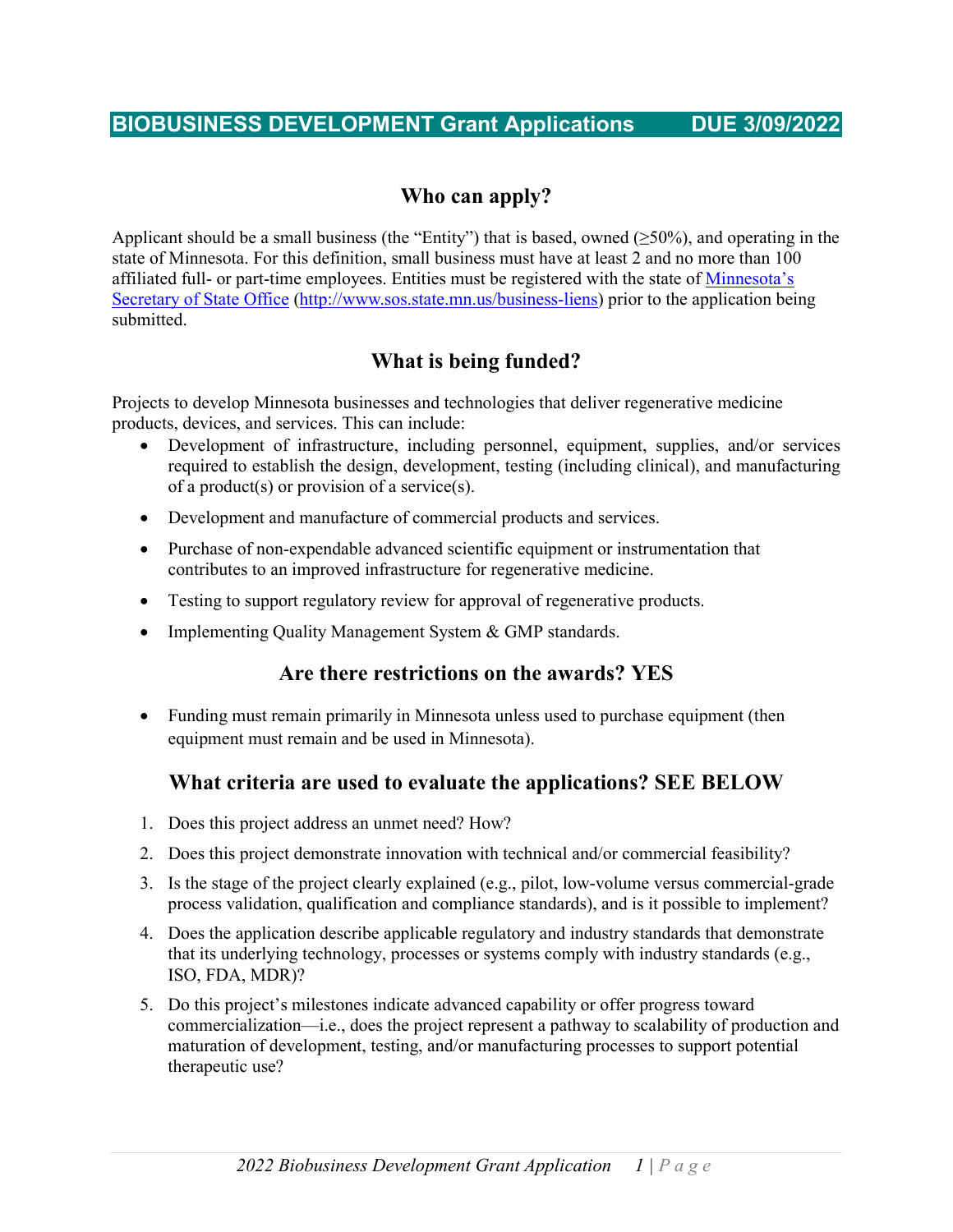# BIOBUSINESS DEVELOPMENT Grant Applications DUE 3/09/2022

## Who can apply?

Applicant should be a small business (the "Entity") that is based, owned (≥50%), and operating in the state of Minnesota. For this definition, small business must have at least 2 and no more than 100 affiliated full- or part-time employees. Entities must be registered with the state of [Minnesota's Secretary of State Office](http://www.sos.state.mn.us/business-liens) (http://www.sos.state.mn.us/business-liens) prior to the application being submitted.

## What is being funded?

Projects to develop Minnesota businesses and technologies that deliver regenerative medicine products, devices, and services. This can include:

- Development of infrastructure, including personnel, equipment, supplies, and/or services required to establish the design, development, testing (including clinical), and manufacturing of a product(s) or provision of a service(s).
- Development and manufacture of commercial products and services.
- Purchase of non-expendable advanced scientific equipment or instrumentation that contributes to an improved infrastructure for regenerative medicine.
- Testing to support regulatory review for approval of regenerative products.
- Implementing Quality Management System & GMP standards.

## Are there restrictions on the awards? YES

- Funding must remain primarily in Minnesota unless used to purchase equipment (then equipment must remain and be used in Minnesota).

## What criteria are used to evaluate the applications? SEE BELOW

1. Does this project address an unmet need? How?
2. Does this project demonstrate innovation with technical and/or commercial feasibility?
3. Is the stage of the project clearly explained (e.g., pilot, low-volume versus commercial-grade process validation, qualification and compliance standards), and is it possible to implement?
4. Does the application describe applicable regulatory and industry standards that demonstrate that its underlying technology, processes or systems comply with industry standards (e.g., ISO, FDA, MDR)?
5. Do this project's milestones indicate advanced capability or offer progress toward commercialization—i.e., does the project represent a pathway to scalability of production and maturation of development, testing, and/or manufacturing processes to support potential therapeutic use?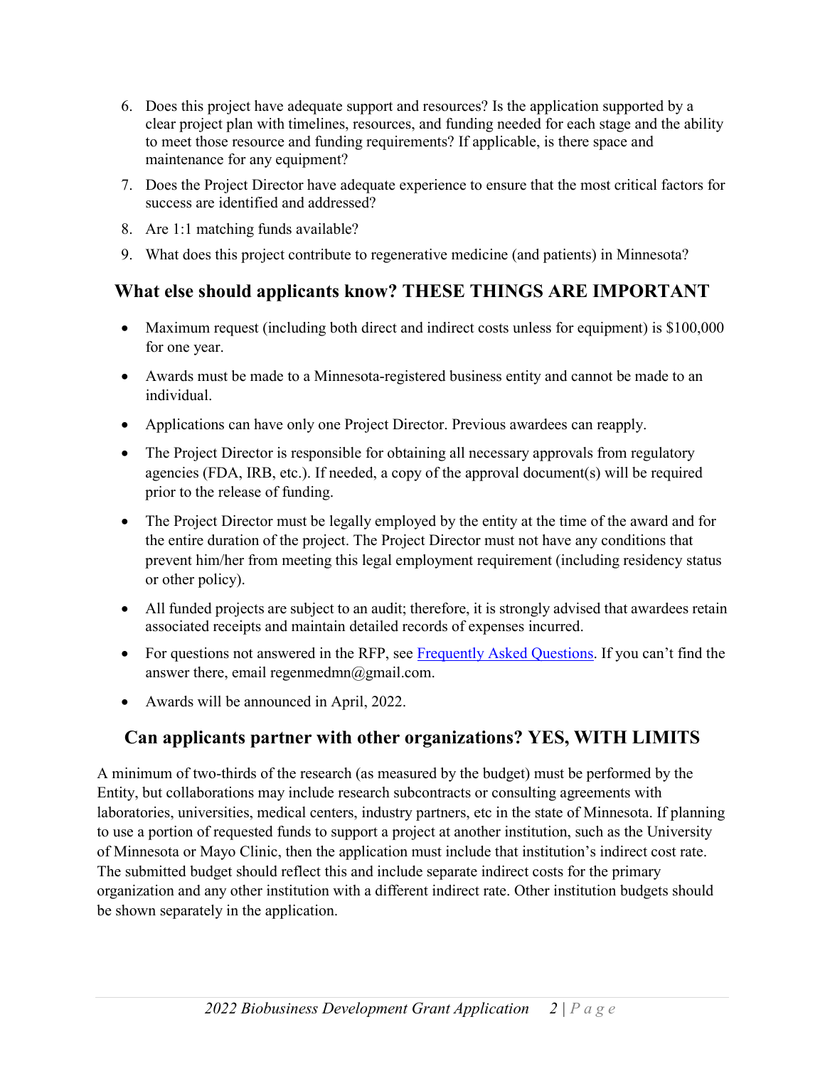6. Does this project have adequate support and resources? Is the application supported by a clear project plan with timelines, resources, and funding needed for each stage and the ability to meet those resource and funding requirements? If applicable, is there space and maintenance for any equipment?
7. Does the Project Director have adequate experience to ensure that the most critical factors for success are identified and addressed?
8. Are 1:1 matching funds available?
9. What does this project contribute to regenerative medicine (and patients) in Minnesota?

## What else should applicants know? THESE THINGS ARE IMPORTANT

- Maximum request (including both direct and indirect costs unless for equipment) is $100,000 for one year.
- Awards must be made to a Minnesota-registered business entity and cannot be made to an individual.
- Applications can have only one Project Director. Previous awardees can reapply.
- The Project Director is responsible for obtaining all necessary approvals from regulatory agencies (FDA, IRB, etc.). If needed, a copy of the approval document(s) will be required prior to the release of funding.
- The Project Director must be legally employed by the entity at the time of the award and for the entire duration of the project. The Project Director must not have any conditions that prevent him/her from meeting this legal employment requirement (including residency status or other policy).
- All funded projects are subject to an audit; therefore, it is strongly advised that awardees retain associated receipts and maintain detailed records of expenses incurred.
- For questions not answered in the RFP, see [Frequently Asked Questions](). If you can't find the answer there, email regenmedmn@gmail.com.
- Awards will be announced in April, 2022.

## Can applicants partner with other organizations? YES, WITH LIMITS

A minimum of two-thirds of the research (as measured by the budget) must be performed by the Entity, but collaborations may include research subcontracts or consulting agreements with laboratories, universities, medical centers, industry partners, etc in the state of Minnesota. If planning to use a portion of requested funds to support a project at another institution, such as the University of Minnesota or Mayo Clinic, then the application must include that institution's indirect cost rate. The submitted budget should reflect this and include separate indirect costs for the primary organization and any other institution with a different indirect rate. Other institution budgets should be shown separately in the application.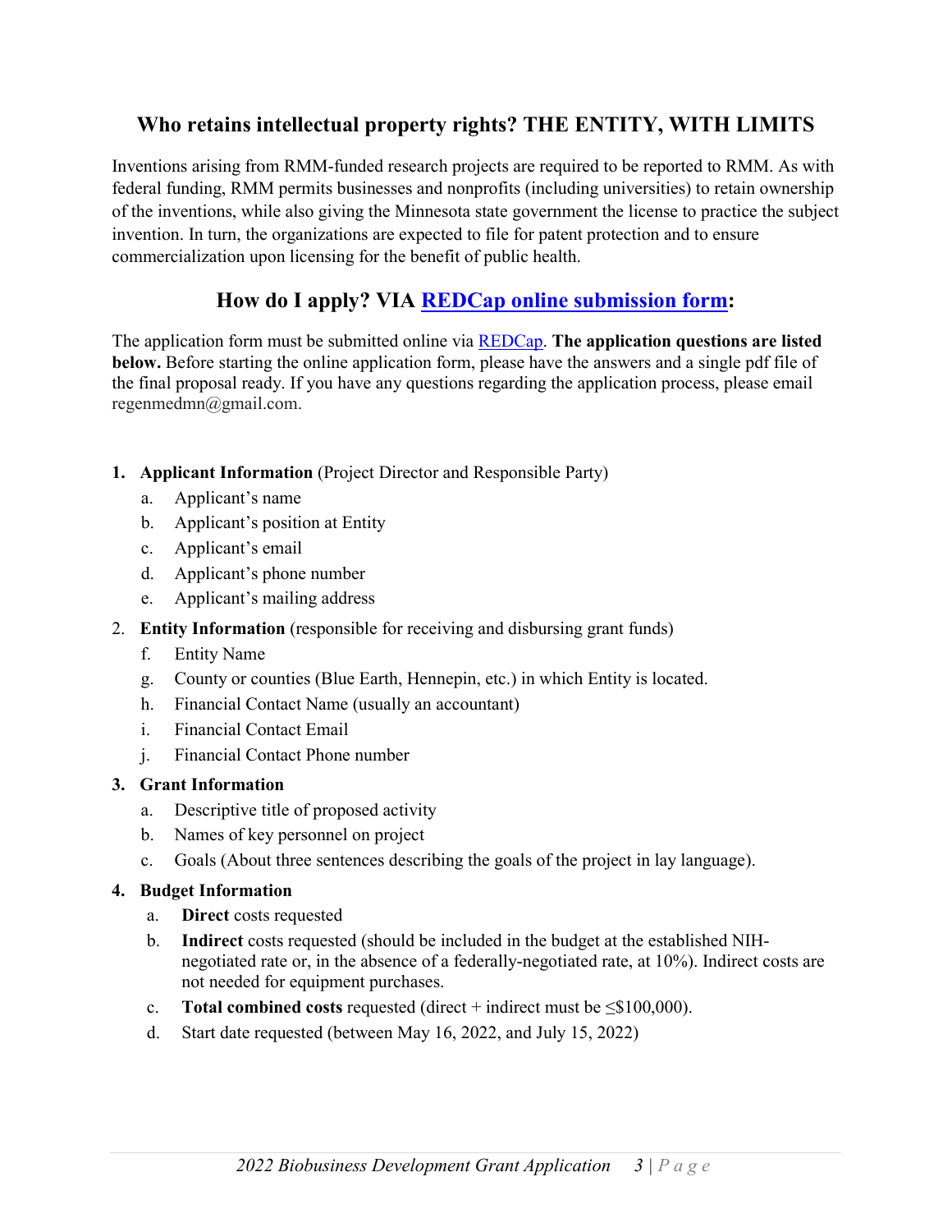## Who retains intellectual property rights? THE ENTITY, WITH LIMITS

Inventions arising from RMM-funded research projects are required to be reported to RMM. As with federal funding, RMM permits businesses and nonprofits (including universities) to retain ownership of the inventions, while also giving the Minnesota state government the license to practice the subject invention. In turn, the organizations are expected to file for patent protection and to ensure commercialization upon licensing for the benefit of public health.

## How do I apply? VIA [REDCap online submission form](REDCap online submission form):

The application form must be submitted online via REDCap. **The application questions are listed below.** Before starting the online application form, please have the answers and a single pdf file of the final proposal ready. If you have any questions regarding the application process, please email regenmedmn@gmail.com.

1. **Applicant Information** (Project Director and Responsible Party)
   a. Applicant's name
   b. Applicant's position at Entity
   c. Applicant's email
   d. Applicant's phone number
   e. Applicant's mailing address
2. **Entity Information** (responsible for receiving and disbursing grant funds)
   f. Entity Name
   g. County or counties (Blue Earth, Hennepin, etc.) in which Entity is located.
   h. Financial Contact Name (usually an accountant)
   i. Financial Contact Email
   j. Financial Contact Phone number
3. **Grant Information**
   a. Descriptive title of proposed activity
   b. Names of key personnel on project
   c. Goals (About three sentences describing the goals of the project in lay language).
4. **Budget Information**
   a. **Direct** costs requested
   b. **Indirect** costs requested (should be included in the budget at the established NIH-negotiated rate or, in the absence of a federally-negotiated rate, at 10%). Indirect costs are not needed for equipment purchases.
   c. **Total combined costs** requested (direct + indirect must be ≤$100,000).
   d. Start date requested (between May 16, 2022, and July 15, 2022)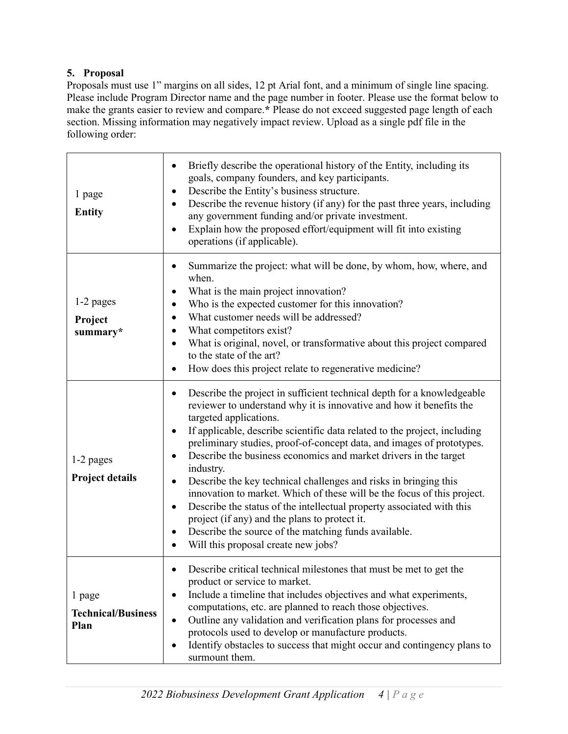## 5. Proposal

Proposals must use 1” margins on all sides, 12 pt Arial font, and a minimum of single line spacing. Please include Program Director name and the page number in footer. Please use the format below to make the grants easier to review and compare.* Please do not exceed suggested page length of each section. Missing information may negatively impact review. Upload as a single pdf file in the following order:

| Section | Content |
|---|---|
| 1 page<br>**Entity** | • Briefly describe the operational history of the Entity, including its goals, company founders, and key participants.<br>• Describe the Entity’s business structure.<br>• Describe the revenue history (if any) for the past three years, including any government funding and/or private investment.<br>• Explain how the proposed effort/equipment will fit into existing operations (if applicable). |
| 1-2 pages<br>**Project summary*** | • Summarize the project: what will be done, by whom, how, where, and when.<br>• What is the main project innovation?<br>• Who is the expected customer for this innovation?<br>• What customer needs will be addressed?<br>• What competitors exist?<br>• What is original, novel, or transformative about this project compared to the state of the art?<br>• How does this project relate to regenerative medicine? |
| 1-2 pages<br>**Project details** | • Describe the project in sufficient technical depth for a knowledgeable reviewer to understand why it is innovative and how it benefits the targeted applications.<br>• If applicable, describe scientific data related to the project, including preliminary studies, proof-of-concept data, and images of prototypes.<br>• Describe the business economics and market drivers in the target industry.<br>• Describe the key technical challenges and risks in bringing this innovation to market. Which of these will be the focus of this project.<br>• Describe the status of the intellectual property associated with this project (if any) and the plans to protect it.<br>• Describe the source of the matching funds available.<br>• Will this proposal create new jobs? |
| 1 page<br>**Technical/Business Plan** | • Describe critical technical milestones that must be met to get the product or service to market.<br>• Include a timeline that includes objectives and what experiments, computations, etc. are planned to reach those objectives.<br>• Outline any validation and verification plans for processes and protocols used to develop or manufacture products.<br>• Identify obstacles to success that might occur and contingency plans to surmount them. |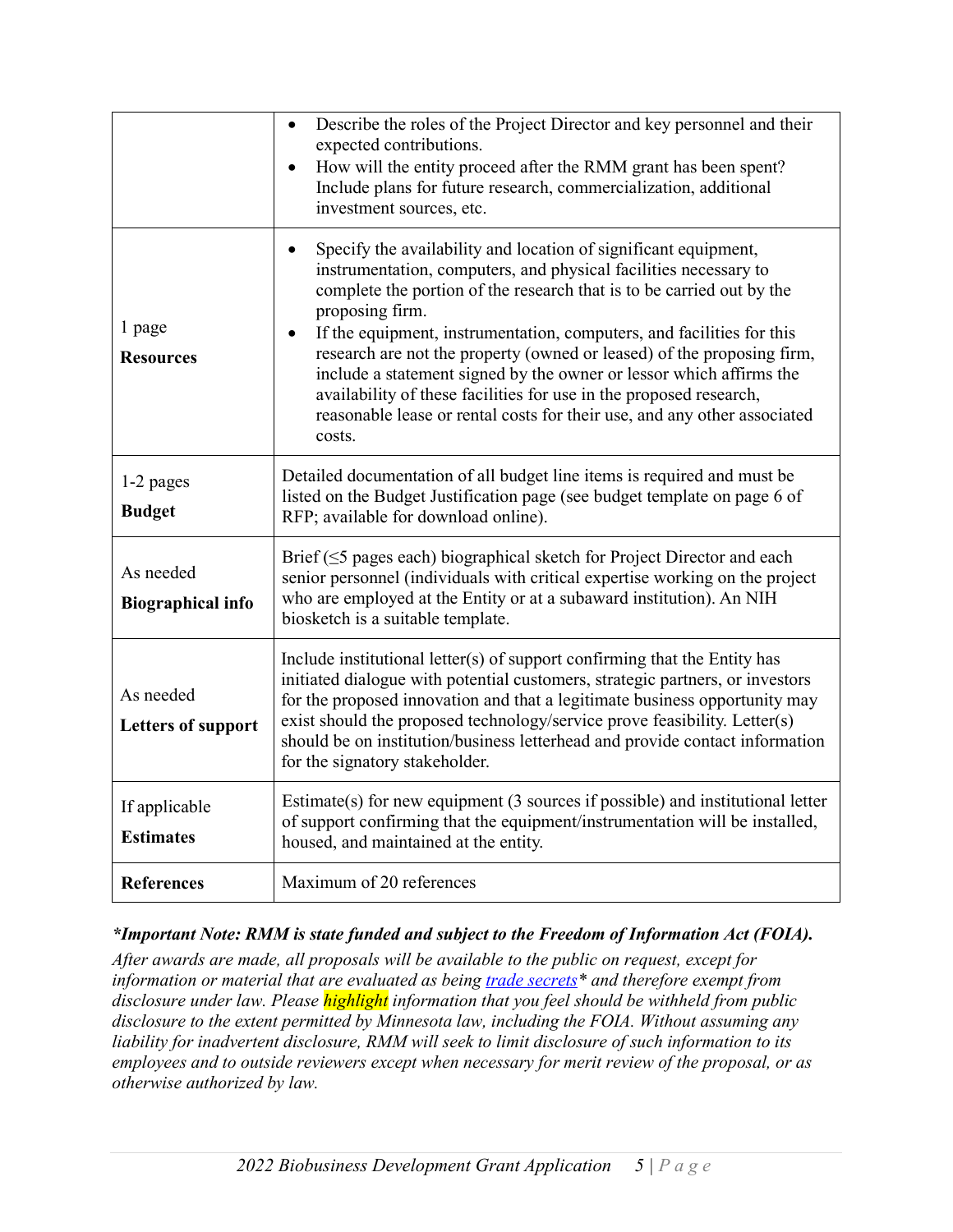| | |
|---|---|
| | • Describe the roles of the Project Director and key personnel and their expected contributions.<br>• How will the entity proceed after the RMM grant has been spent? Include plans for future research, commercialization, additional investment sources, etc. |
| 1 page<br>**Resources** | • Specify the availability and location of significant equipment, instrumentation, computers, and physical facilities necessary to complete the portion of the research that is to be carried out by the proposing firm.<br>• If the equipment, instrumentation, computers, and facilities for this research are not the property (owned or leased) of the proposing firm, include a statement signed by the owner or lessor which affirms the availability of these facilities for use in the proposed research, reasonable lease or rental costs for their use, and any other associated costs. |
| 1-2 pages<br>**Budget** | Detailed documentation of all budget line items is required and must be listed on the Budget Justification page (see budget template on page 6 of RFP; available for download online). |
| As needed<br>**Biographical info** | Brief (≤5 pages each) biographical sketch for Project Director and each senior personnel (individuals with critical expertise working on the project who are employed at the Entity or at a subaward institution). An NIH biosketch is a suitable template. |
| As needed<br>**Letters of support** | Include institutional letter(s) of support confirming that the Entity has initiated dialogue with potential customers, strategic partners, or investors for the proposed innovation and that a legitimate business opportunity may exist should the proposed technology/service prove feasibility. Letter(s) should be on institution/business letterhead and provide contact information for the signatory stakeholder. |
| If applicable<br>**Estimates** | Estimate(s) for new equipment (3 sources if possible) and institutional letter of support confirming that the equipment/instrumentation will be installed, housed, and maintained at the entity. |
| **References** | Maximum of 20 references |

***Important Note: RMM is state funded and subject to the Freedom of Information Act (FOIA).***

*After awards are made, all proposals will be available to the public on request, except for information or material that are evaluated as being trade secrets* and therefore exempt from disclosure under law. Please highlight information that you feel should be withheld from public disclosure to the extent permitted by Minnesota law, including the FOIA. Without assuming any liability for inadvertent disclosure, RMM will seek to limit disclosure of such information to its employees and to outside reviewers except when necessary for merit review of the proposal, or as otherwise authorized by law.*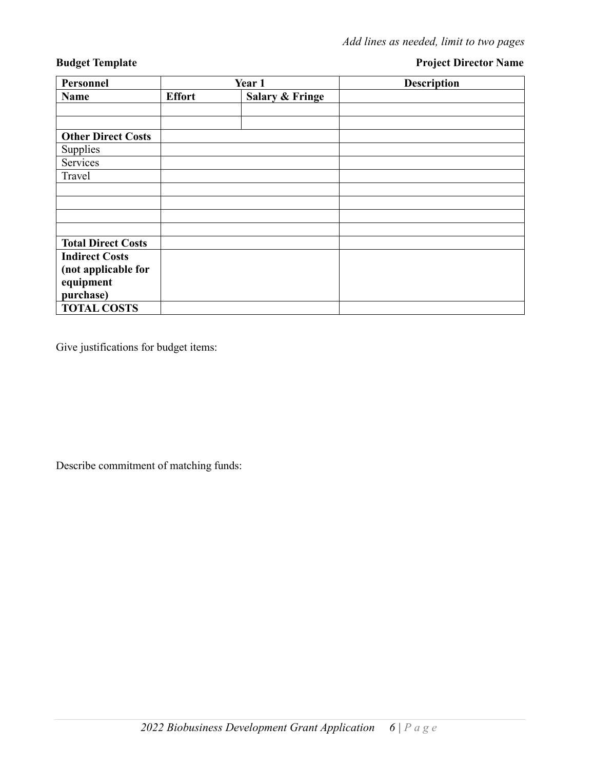*Add lines as needed, limit to two pages*

**Budget Template** **Project Director Name**

| **Personnel** | **Year 1** | | **Description** |
|---|---|---|---|
| **Name** | **Effort** | **Salary & Fringe** | |
| | | | |
| | | | |
| **Other Direct Costs** | | | |
| Supplies | | | |
| Services | | | |
| Travel | | | |
| | | | |
| | | | |
| | | | |
| | | | |
| **Total Direct Costs** | | | |
| **Indirect Costs (not applicable for equipment purchase)** | | | |
| **TOTAL COSTS** | | | |

Give justifications for budget items:

Describe commitment of matching funds: